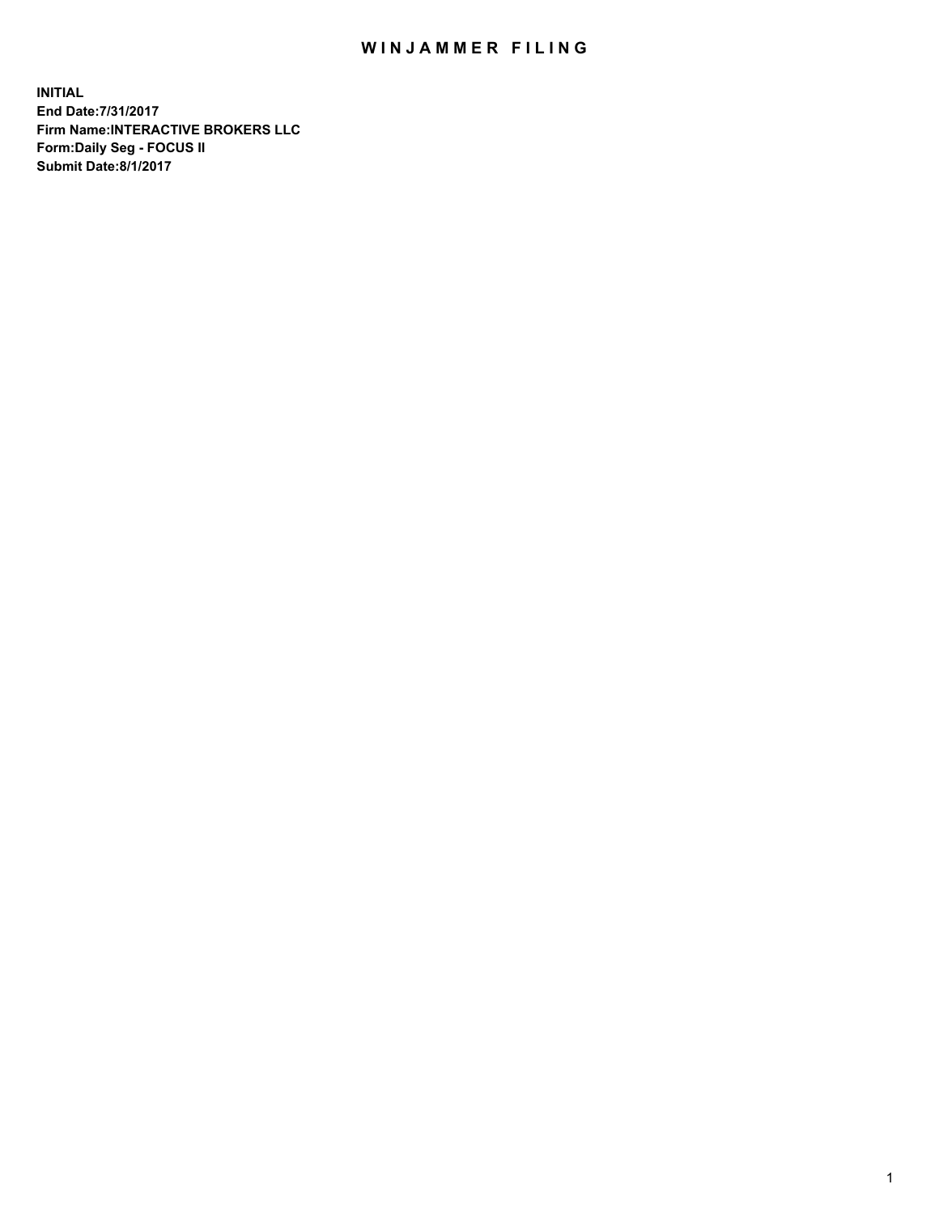# WINJAMMER FILING

**INITIAL**
**End Date:7/31/2017**
**Firm Name:INTERACTIVE BROKERS LLC**
**Form:Daily Seg - FOCUS II**
**Submit Date:8/1/2017**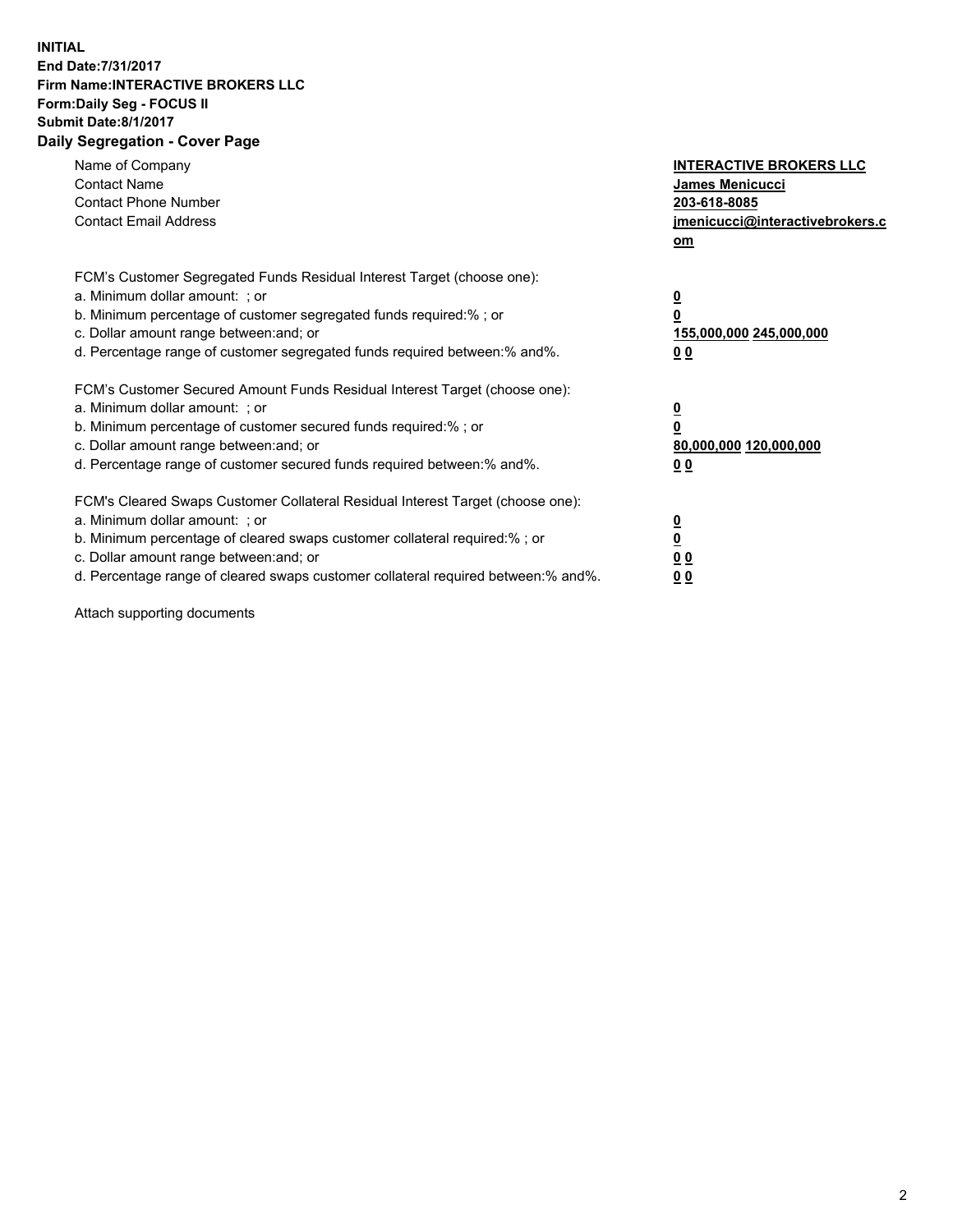**INITIAL**
**End Date:7/31/2017**
**Firm Name:INTERACTIVE BROKERS LLC**
**Form:Daily Seg - FOCUS II**
**Submit Date:8/1/2017**

## Daily Segregation - Cover Page

| | |
|---|---|
| Name of Company | **INTERACTIVE BROKERS LLC** |
| Contact Name | **James Menicucci** |
| Contact Phone Number | **203-618-8085** |
| Contact Email Address | **jmenicucci@interactivebrokers.com** |

FCM's Customer Segregated Funds Residual Interest Target (choose one):

| | |
|---|---|
| a. Minimum dollar amount: ; or | **0** |
| b. Minimum percentage of customer segregated funds required:% ; or | **0** |
| c. Dollar amount range between:and; or | **155,000,000 245,000,000** |
| d. Percentage range of customer segregated funds required between:% and%. | **0 0** |

FCM's Customer Secured Amount Funds Residual Interest Target (choose one):

| | |
|---|---|
| a. Minimum dollar amount: ; or | **0** |
| b. Minimum percentage of customer secured funds required:% ; or | **0** |
| c. Dollar amount range between:and; or | **80,000,000 120,000,000** |
| d. Percentage range of customer secured funds required between:% and%. | **0 0** |

FCM's Cleared Swaps Customer Collateral Residual Interest Target (choose one):

| | |
|---|---|
| a. Minimum dollar amount: ; or | **0** |
| b. Minimum percentage of cleared swaps customer collateral required:% ; or | **0** |
| c. Dollar amount range between:and; or | **0 0** |
| d. Percentage range of cleared swaps customer collateral required between:% and%. | **0 0** |

Attach supporting documents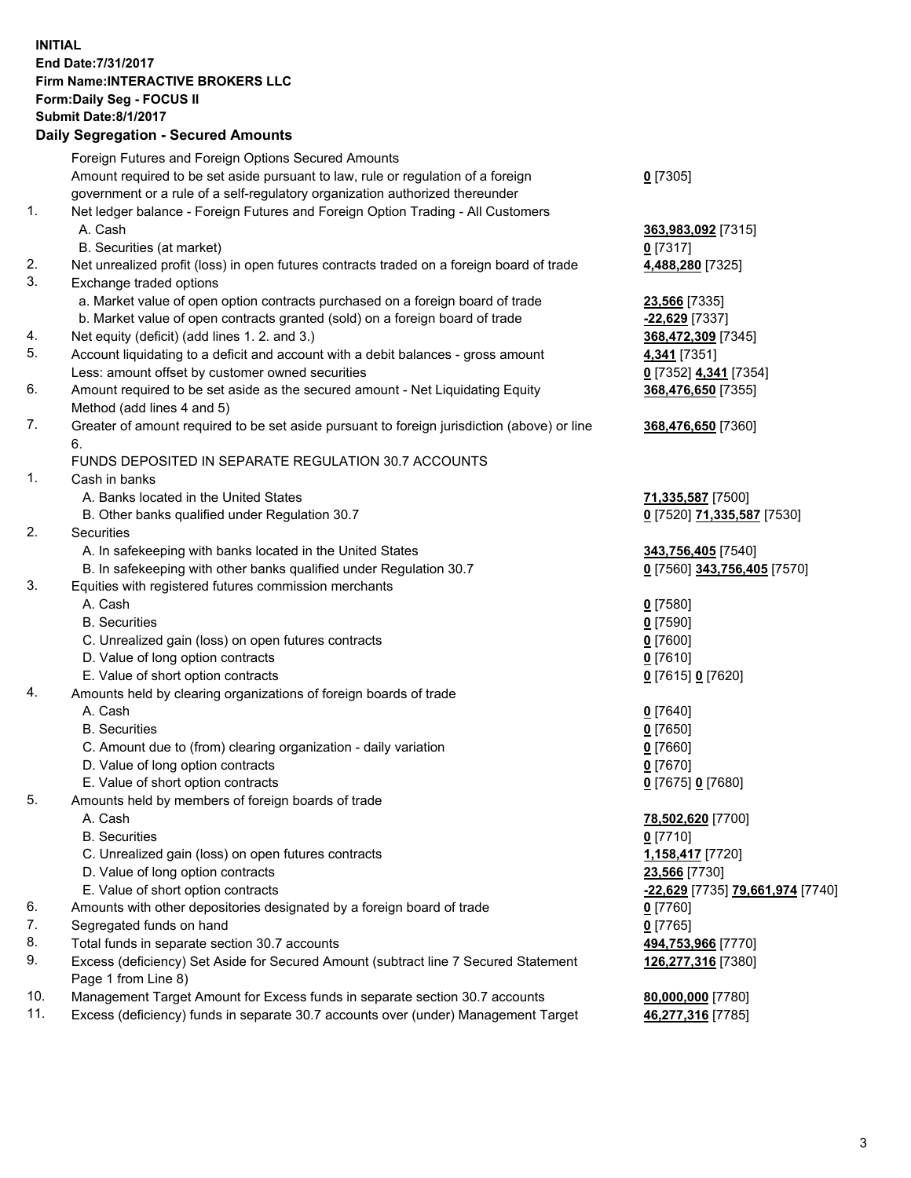**INITIAL**
**End Date:7/31/2017**
**Firm Name:INTERACTIVE BROKERS LLC**
**Form:Daily Seg - FOCUS II**
**Submit Date:8/1/2017**

## Daily Segregation - Secured Amounts

| | | |
|---|---|---|
| | Foreign Futures and Foreign Options Secured Amounts | |
| | Amount required to be set aside pursuant to law, rule or regulation of a foreign government or a rule of a self-regulatory organization authorized thereunder | **0** [7305] |
| 1. | Net ledger balance - Foreign Futures and Foreign Option Trading - All Customers | |
| | A. Cash | **363,983,092** [7315] |
| | B. Securities (at market) | **0** [7317] |
| 2. | Net unrealized profit (loss) in open futures contracts traded on a foreign board of trade | **4,488,280** [7325] |
| 3. | Exchange traded options | |
| | a. Market value of open option contracts purchased on a foreign board of trade | **23,566** [7335] |
| | b. Market value of open contracts granted (sold) on a foreign board of trade | **-22,629** [7337] |
| 4. | Net equity (deficit) (add lines 1. 2. and 3.) | **368,472,309** [7345] |
| 5. | Account liquidating to a deficit and account with a debit balances - gross amount | **4,341** [7351] |
| | Less: amount offset by customer owned securities | **0** [7352] **4,341** [7354] |
| 6. | Amount required to be set aside as the secured amount - Net Liquidating Equity Method (add lines 4 and 5) | **368,476,650** [7355] |
| 7. | Greater of amount required to be set aside pursuant to foreign jurisdiction (above) or line 6. | **368,476,650** [7360] |
| | FUNDS DEPOSITED IN SEPARATE REGULATION 30.7 ACCOUNTS | |
| 1. | Cash in banks | |
| | A. Banks located in the United States | **71,335,587** [7500] |
| | B. Other banks qualified under Regulation 30.7 | **0** [7520] **71,335,587** [7530] |
| 2. | Securities | |
| | A. In safekeeping with banks located in the United States | **343,756,405** [7540] |
| | B. In safekeeping with other banks qualified under Regulation 30.7 | **0** [7560] **343,756,405** [7570] |
| 3. | Equities with registered futures commission merchants | |
| | A. Cash | **0** [7580] |
| | B. Securities | **0** [7590] |
| | C. Unrealized gain (loss) on open futures contracts | **0** [7600] |
| | D. Value of long option contracts | **0** [7610] |
| | E. Value of short option contracts | **0** [7615] **0** [7620] |
| 4. | Amounts held by clearing organizations of foreign boards of trade | |
| | A. Cash | **0** [7640] |
| | B. Securities | **0** [7650] |
| | C. Amount due to (from) clearing organization - daily variation | **0** [7660] |
| | D. Value of long option contracts | **0** [7670] |
| | E. Value of short option contracts | **0** [7675] **0** [7680] |
| 5. | Amounts held by members of foreign boards of trade | |
| | A. Cash | **78,502,620** [7700] |
| | B. Securities | **0** [7710] |
| | C. Unrealized gain (loss) on open futures contracts | **1,158,417** [7720] |
| | D. Value of long option contracts | **23,566** [7730] |
| | E. Value of short option contracts | **-22,629** [7735] **79,661,974** [7740] |
| 6. | Amounts with other depositories designated by a foreign board of trade | **0** [7760] |
| 7. | Segregated funds on hand | **0** [7765] |
| 8. | Total funds in separate section 30.7 accounts | **494,753,966** [7770] |
| 9. | Excess (deficiency) Set Aside for Secured Amount (subtract line 7 Secured Statement Page 1 from Line 8) | **126,277,316** [7380] |
| 10. | Management Target Amount for Excess funds in separate section 30.7 accounts | **80,000,000** [7780] |
| 11. | Excess (deficiency) funds in separate 30.7 accounts over (under) Management Target | **46,277,316** [7785] |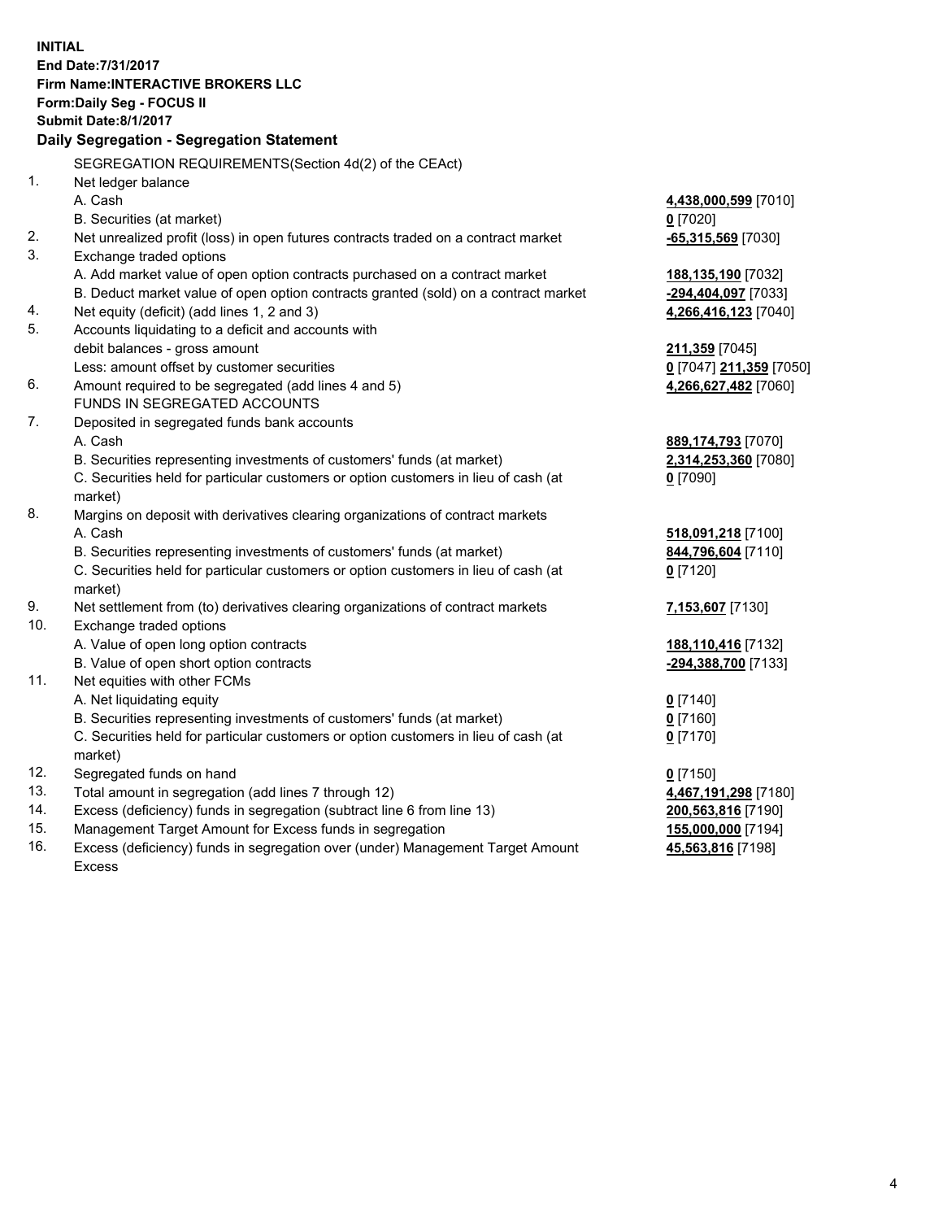**INITIAL**
**End Date:7/31/2017**
**Firm Name:INTERACTIVE BROKERS LLC**
**Form:Daily Seg - FOCUS II**
**Submit Date:8/1/2017**

**Daily Segregation - Segregation Statement**

SEGREGATION REQUIREMENTS(Section 4d(2) of the CEAct)

| | | |
|---|---|---|
| 1. | Net ledger balance | |
| | A. Cash | **4,438,000,599** [7010] |
| | B. Securities (at market) | **0** [7020] |
| 2. | Net unrealized profit (loss) in open futures contracts traded on a contract market | **-65,315,569** [7030] |
| 3. | Exchange traded options | |
| | A. Add market value of open option contracts purchased on a contract market | **188,135,190** [7032] |
| | B. Deduct market value of open option contracts granted (sold) on a contract market | **-294,404,097** [7033] |
| 4. | Net equity (deficit) (add lines 1, 2 and 3) | **4,266,416,123** [7040] |
| 5. | Accounts liquidating to a deficit and accounts with debit balances - gross amount | **211,359** [7045] |
| | Less: amount offset by customer securities | **0** [7047] **211,359** [7050] |
| 6. | Amount required to be segregated (add lines 4 and 5) | **4,266,627,482** [7060] |
| | FUNDS IN SEGREGATED ACCOUNTS | |
| 7. | Deposited in segregated funds bank accounts | |
| | A. Cash | **889,174,793** [7070] |
| | B. Securities representing investments of customers' funds (at market) | **2,314,253,360** [7080] |
| | C. Securities held for particular customers or option customers in lieu of cash (at market) | **0** [7090] |
| 8. | Margins on deposit with derivatives clearing organizations of contract markets | |
| | A. Cash | **518,091,218** [7100] |
| | B. Securities representing investments of customers' funds (at market) | **844,796,604** [7110] |
| | C. Securities held for particular customers or option customers in lieu of cash (at market) | **0** [7120] |
| 9. | Net settlement from (to) derivatives clearing organizations of contract markets | **7,153,607** [7130] |
| 10. | Exchange traded options | |
| | A. Value of open long option contracts | **188,110,416** [7132] |
| | B. Value of open short option contracts | **-294,388,700** [7133] |
| 11. | Net equities with other FCMs | |
| | A. Net liquidating equity | **0** [7140] |
| | B. Securities representing investments of customers' funds (at market) | **0** [7160] |
| | C. Securities held for particular customers or option customers in lieu of cash (at market) | **0** [7170] |
| 12. | Segregated funds on hand | **0** [7150] |
| 13. | Total amount in segregation (add lines 7 through 12) | **4,467,191,298** [7180] |
| 14. | Excess (deficiency) funds in segregation (subtract line 6 from line 13) | **200,563,816** [7190] |
| 15. | Management Target Amount for Excess funds in segregation | **155,000,000** [7194] |
| 16. | Excess (deficiency) funds in segregation over (under) Management Target Amount Excess | **45,563,816** [7198] |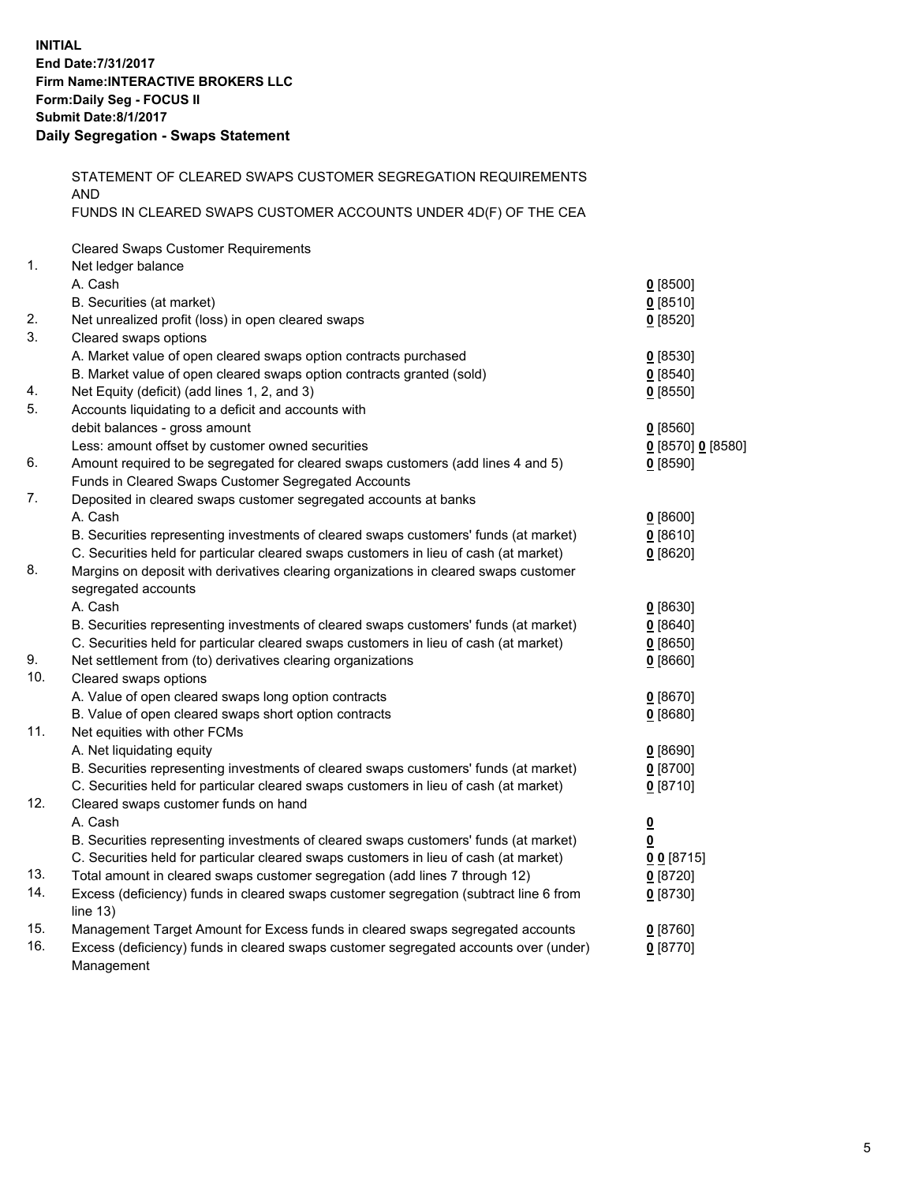**INITIAL**
**End Date:7/31/2017**
**Firm Name:INTERACTIVE BROKERS LLC**
**Form:Daily Seg - FOCUS II**
**Submit Date:8/1/2017**
**Daily Segregation - Swaps Statement**

STATEMENT OF CLEARED SWAPS CUSTOMER SEGREGATION REQUIREMENTS AND FUNDS IN CLEARED SWAPS CUSTOMER ACCOUNTS UNDER 4D(F) OF THE CEA

| | | |
|---|---|---|
| | Cleared Swaps Customer Requirements | |
| 1. | Net ledger balance | |
| | A. Cash | 0 [8500] |
| | B. Securities (at market) | 0 [8510] |
| 2. | Net unrealized profit (loss) in open cleared swaps | 0 [8520] |
| 3. | Cleared swaps options | |
| | A. Market value of open cleared swaps option contracts purchased | 0 [8530] |
| | B. Market value of open cleared swaps option contracts granted (sold) | 0 [8540] |
| 4. | Net Equity (deficit) (add lines 1, 2, and 3) | 0 [8550] |
| 5. | Accounts liquidating to a deficit and accounts with debit balances - gross amount | 0 [8560] |
| | Less: amount offset by customer owned securities | 0 [8570] 0 [8580] |
| 6. | Amount required to be segregated for cleared swaps customers (add lines 4 and 5) | 0 [8590] |
| | Funds in Cleared Swaps Customer Segregated Accounts | |
| 7. | Deposited in cleared swaps customer segregated accounts at banks | |
| | A. Cash | 0 [8600] |
| | B. Securities representing investments of cleared swaps customers' funds (at market) | 0 [8610] |
| | C. Securities held for particular cleared swaps customers in lieu of cash (at market) | 0 [8620] |
| 8. | Margins on deposit with derivatives clearing organizations in cleared swaps customer segregated accounts | |
| | A. Cash | 0 [8630] |
| | B. Securities representing investments of cleared swaps customers' funds (at market) | 0 [8640] |
| | C. Securities held for particular cleared swaps customers in lieu of cash (at market) | 0 [8650] |
| 9. | Net settlement from (to) derivatives clearing organizations | 0 [8660] |
| 10. | Cleared swaps options | |
| | A. Value of open cleared swaps long option contracts | 0 [8670] |
| | B. Value of open cleared swaps short option contracts | 0 [8680] |
| 11. | Net equities with other FCMs | |
| | A. Net liquidating equity | 0 [8690] |
| | B. Securities representing investments of cleared swaps customers' funds (at market) | 0 [8700] |
| | C. Securities held for particular cleared swaps customers in lieu of cash (at market) | 0 [8710] |
| 12. | Cleared swaps customer funds on hand | |
| | A. Cash | 0 |
| | B. Securities representing investments of cleared swaps customers' funds (at market) | 0 |
| | C. Securities held for particular cleared swaps customers in lieu of cash (at market) | 0 0 [8715] |
| 13. | Total amount in cleared swaps customer segregation (add lines 7 through 12) | 0 [8720] |
| 14. | Excess (deficiency) funds in cleared swaps customer segregation (subtract line 6 from line 13) | 0 [8730] |
| 15. | Management Target Amount for Excess funds in cleared swaps segregated accounts | 0 [8760] |
| 16. | Excess (deficiency) funds in cleared swaps customer segregated accounts over (under) Management | 0 [8770] |